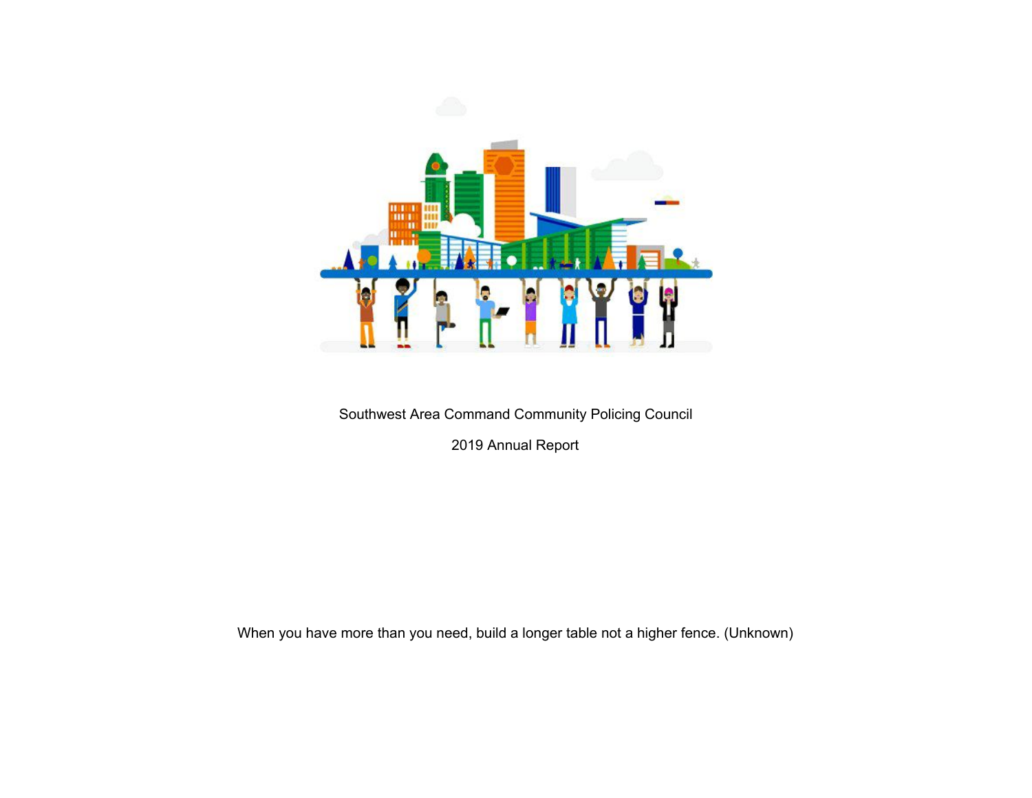# Southwest Area Command Community Policing Council

## 2019 Annual Report

When you have more than you need, build a longer table not a higher fence. (Unknown)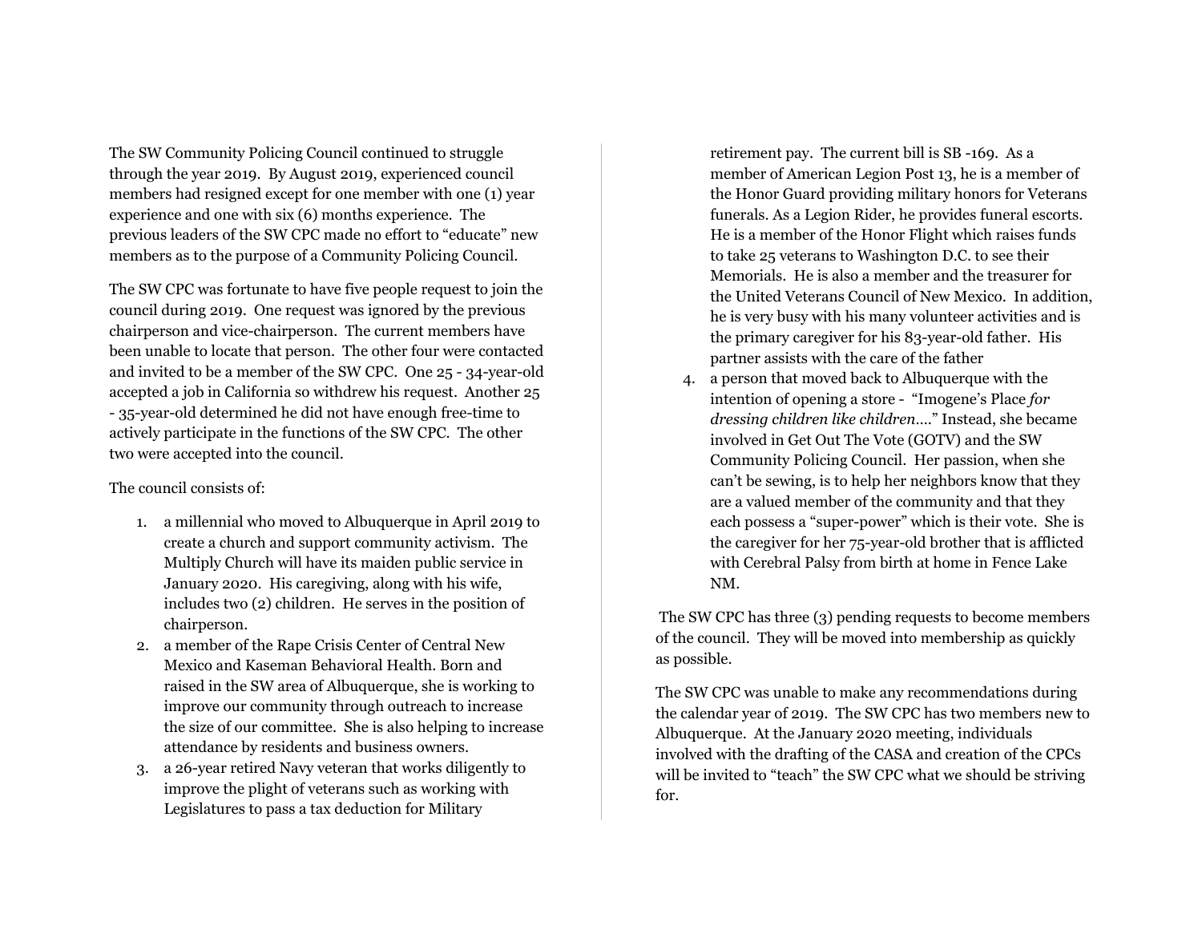The SW Community Policing Council continued to struggle through the year 2019. By August 2019, experienced council members had resigned except for one member with one (1) year experience and one with six (6) months experience. The previous leaders of the SW CPC made no effort to "educate" new members as to the purpose of a Community Policing Council.

The SW CPC was fortunate to have five people request to join the council during 2019. One request was ignored by the previous chairperson and vice-chairperson. The current members have been unable to locate that person. The other four were contacted and invited to be a member of the SW CPC. One 25 - 34-year-old accepted a job in California so withdrew his request. Another 25 - 35-year-old determined he did not have enough free-time to actively participate in the functions of the SW CPC. The other two were accepted into the council.

The council consists of:

1. a millennial who moved to Albuquerque in April 2019 to create a church and support community activism. The Multiply Church will have its maiden public service in January 2020. His caregiving, along with his wife, includes two (2) children. He serves in the position of chairperson.
2. a member of the Rape Crisis Center of Central New Mexico and Kaseman Behavioral Health. Born and raised in the SW area of Albuquerque, she is working to improve our community through outreach to increase the size of our committee. She is also helping to increase attendance by residents and business owners.
3. a 26-year retired Navy veteran that works diligently to improve the plight of veterans such as working with Legislatures to pass a tax deduction for Military retirement pay. The current bill is SB -169. As a member of American Legion Post 13, he is a member of the Honor Guard providing military honors for Veterans funerals. As a Legion Rider, he provides funeral escorts. He is a member of the Honor Flight which raises funds to take 25 veterans to Washington D.C. to see their Memorials. He is also a member and the treasurer for the United Veterans Council of New Mexico. In addition, he is very busy with his many volunteer activities and is the primary caregiver for his 83-year-old father. His partner assists with the care of the father
4. a person that moved back to Albuquerque with the intention of opening a store - "Imogene's Place *for dressing children like children….*" Instead, she became involved in Get Out The Vote (GOTV) and the SW Community Policing Council. Her passion, when she can't be sewing, is to help her neighbors know that they are a valued member of the community and that they each possess a "super-power" which is their vote. She is the caregiver for her 75-year-old brother that is afflicted with Cerebral Palsy from birth at home in Fence Lake NM.

The SW CPC has three (3) pending requests to become members of the council. They will be moved into membership as quickly as possible.

The SW CPC was unable to make any recommendations during the calendar year of 2019. The SW CPC has two members new to Albuquerque. At the January 2020 meeting, individuals involved with the drafting of the CASA and creation of the CPCs will be invited to "teach" the SW CPC what we should be striving for.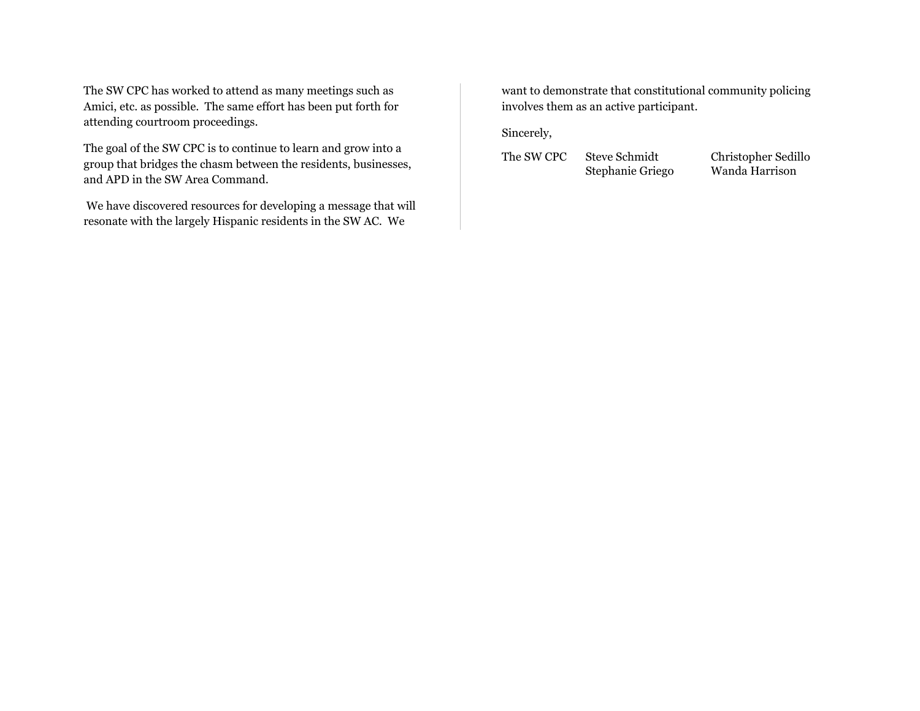The SW CPC has worked to attend as many meetings such as Amici, etc. as possible. The same effort has been put forth for attending courtroom proceedings.

The goal of the SW CPC is to continue to learn and grow into a group that bridges the chasm between the residents, businesses, and APD in the SW Area Command.

We have discovered resources for developing a message that will resonate with the largely Hispanic residents in the SW AC. We want to demonstrate that constitutional community policing involves them as an active participant.

Sincerely,

The SW CPC

Steve Schmidt
Stephanie Griego
Christopher Sedillo
Wanda Harrison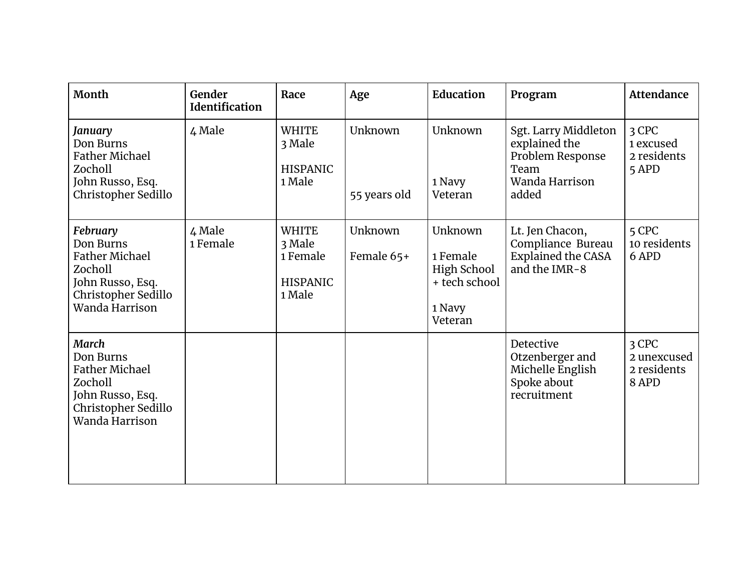| Month | Gender Identification | Race | Age | Education | Program | Attendance |
|---|---|---|---|---|---|---|
| ***January***<br>Don Burns<br>Father Michael Zocholl<br>John Russo, Esq.<br>Christopher Sedillo | 4 Male | WHITE<br>3 Male<br><br>HISPANIC<br>1 Male | Unknown<br><br><br><br>55 years old | Unknown<br><br><br>1 Navy Veteran | Sgt. Larry Middleton explained the Problem Response Team<br>Wanda Harrison added | 3 CPC<br>1 excused<br>2 residents<br>5 APD |
| ***February***<br>Don Burns<br>Father Michael Zocholl<br>John Russo, Esq.<br>Christopher Sedillo<br>Wanda Harrison | 4 Male<br>1 Female | WHITE<br>3 Male<br>1 Female<br><br>HISPANIC<br>1 Male | Unknown<br><br>Female 65+ | Unknown<br><br>1 Female High School + tech school<br><br>1 Navy Veteran | Lt. Jen Chacon, Compliance Bureau Explained the CASA and the IMR-8 | 5 CPC<br>10 residents<br>6 APD |
| ***March***<br>Don Burns<br>Father Michael Zocholl<br>John Russo, Esq.<br>Christopher Sedillo<br>Wanda Harrison | | | | | Detective Otzenberger and Michelle English Spoke about recruitment | 3 CPC<br>2 unexcused<br>2 residents<br>8 APD |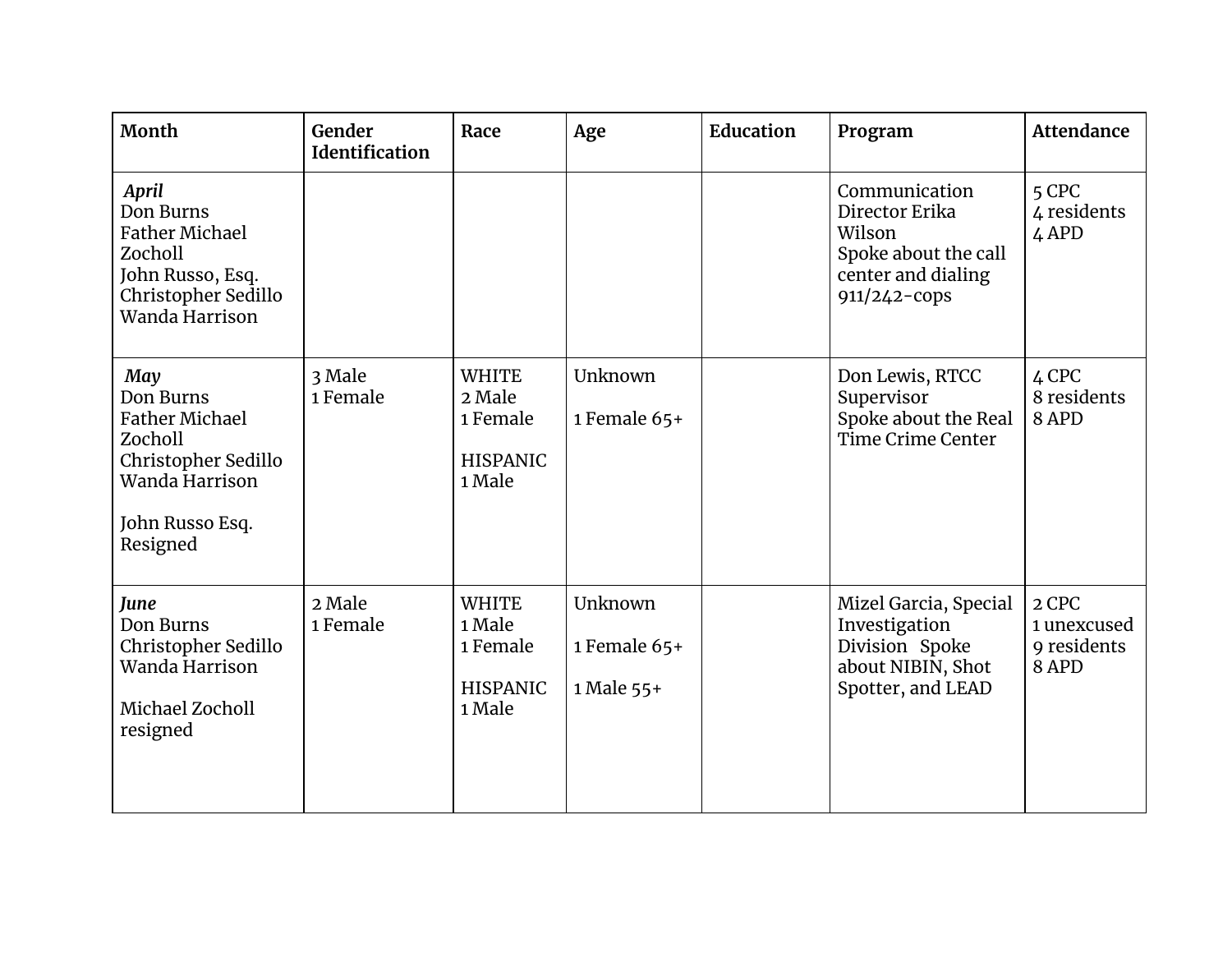| Month | Gender Identification | Race | Age | Education | Program | Attendance |
|---|---|---|---|---|---|---|
| ***April***<br>Don Burns<br>Father Michael Zocholl<br>John Russo, Esq.<br>Christopher Sedillo<br>Wanda Harrison | | | | | Communication Director Erika Wilson<br>Spoke about the call center and dialing 911/242-cops | 5 CPC<br>4 residents<br>4 APD |
| ***May***<br>Don Burns<br>Father Michael Zocholl<br>Christopher Sedillo<br>Wanda Harrison<br><br>John Russo Esq. Resigned | 3 Male<br>1 Female | WHITE<br>2 Male<br>1 Female<br><br>HISPANIC<br>1 Male | Unknown<br><br>1 Female 65+ | | Don Lewis, RTCC Supervisor<br>Spoke about the Real Time Crime Center | 4 CPC<br>8 residents<br>8 APD |
| ***June***<br>Don Burns<br>Christopher Sedillo<br>Wanda Harrison<br><br>Michael Zocholl resigned | 2 Male<br>1 Female | WHITE<br>1 Male<br>1 Female<br><br>HISPANIC<br>1 Male | Unknown<br><br>1 Female 65+<br><br>1 Male 55+ | | Mizel Garcia, Special Investigation Division Spoke about NIBIN, Shot Spotter, and LEAD | 2 CPC<br>1 unexcused<br>9 residents<br>8 APD |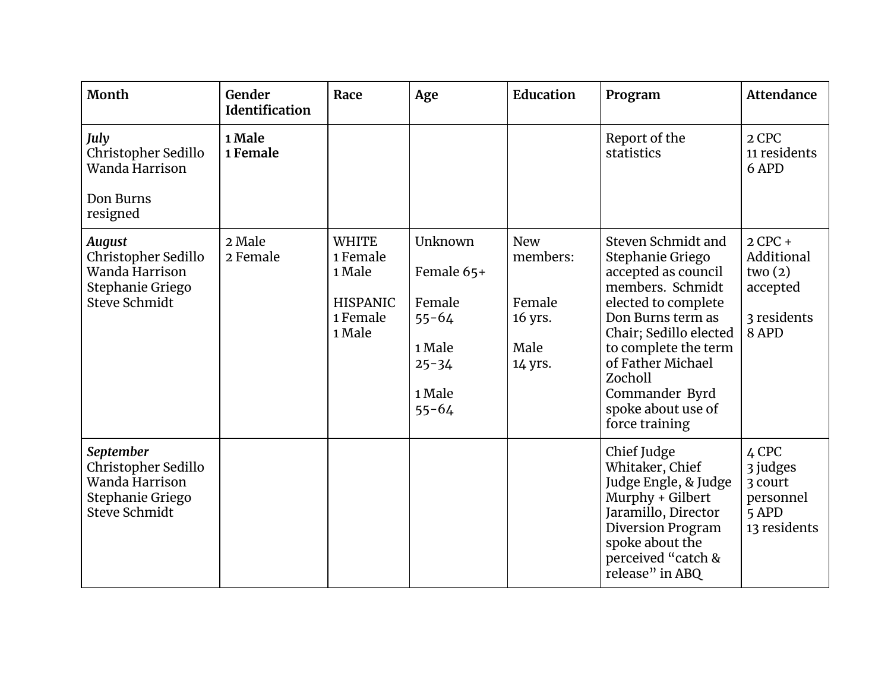| Month | Gender Identification | Race | Age | Education | Program | Attendance |
|---|---|---|---|---|---|---|
| ***July***<br>Christopher Sedillo<br>Wanda Harrison<br><br>Don Burns resigned | **1 Male**<br>**1 Female** | | | | Report of the statistics | 2 CPC<br>11 residents<br>6 APD |
| ***August***<br>Christopher Sedillo<br>Wanda Harrison<br>Stephanie Griego<br>Steve Schmidt | 2 Male<br>2 Female | WHITE<br>1 Female<br>1 Male<br><br>HISPANIC<br>1 Female<br>1 Male | Unknown<br><br>Female 65+<br><br>Female 55-64<br><br>1 Male 25-34<br><br>1 Male 55-64 | New members:<br><br>Female 16 yrs.<br><br>Male 14 yrs. | Steven Schmidt and Stephanie Griego accepted as council members. Schmidt elected to complete Don Burns term as Chair; Sedillo elected to complete the term of Father Michael Zocholl<br>Commander Byrd spoke about use of force training | 2 CPC + Additional two (2) accepted<br><br>3 residents<br>8 APD |
| ***September***<br>Christopher Sedillo<br>Wanda Harrison<br>Stephanie Griego<br>Steve Schmidt | | | | | Chief Judge Whitaker, Chief Judge Engle, & Judge Murphy + Gilbert Jaramillo, Director Diversion Program spoke about the perceived “catch & release” in ABQ | 4 CPC<br>3 judges<br>3 court personnel<br>5 APD<br>13 residents |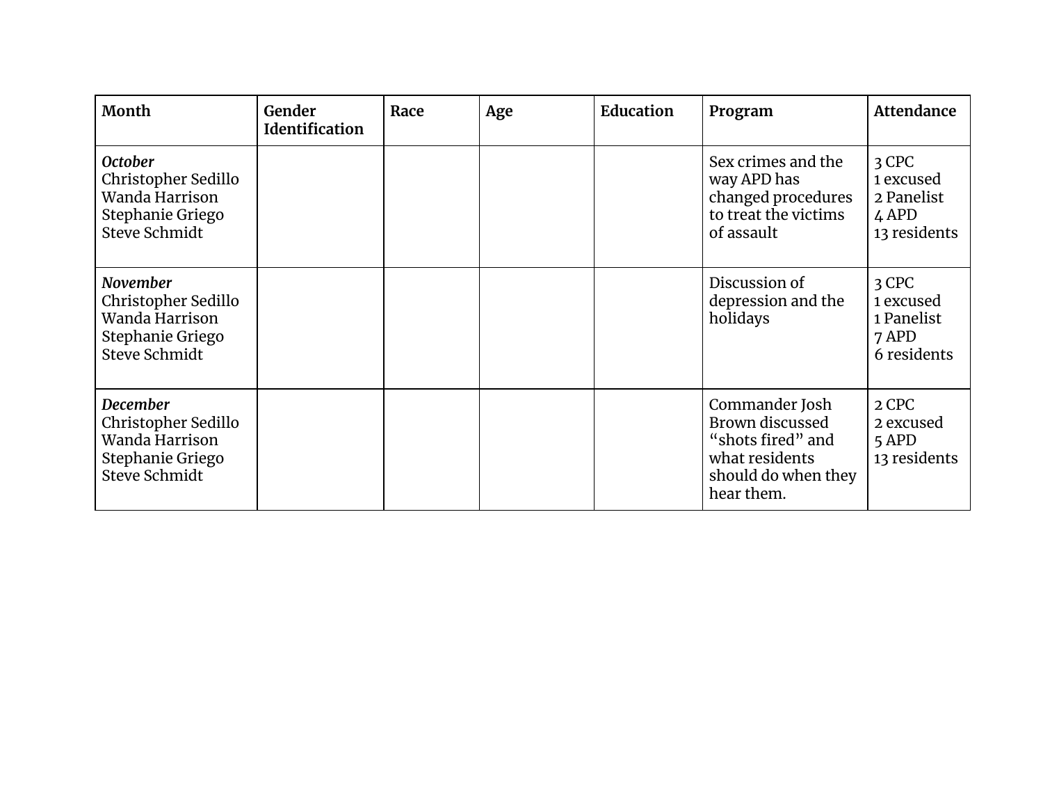| Month | Gender Identification | Race | Age | Education | Program | Attendance |
|---|---|---|---|---|---|---|
| ***October***<br>Christopher Sedillo<br>Wanda Harrison<br>Stephanie Griego<br>Steve Schmidt | | | | | Sex crimes and the way APD has changed procedures to treat the victims of assault | 3 CPC<br>1 excused<br>2 Panelist<br>4 APD<br>13 residents |
| ***November***<br>Christopher Sedillo<br>Wanda Harrison<br>Stephanie Griego<br>Steve Schmidt | | | | | Discussion of depression and the holidays | 3 CPC<br>1 excused<br>1 Panelist<br>7 APD<br>6 residents |
| ***December***<br>Christopher Sedillo<br>Wanda Harrison<br>Stephanie Griego<br>Steve Schmidt | | | | | Commander Josh Brown discussed “shots fired” and what residents should do when they hear them. | 2 CPC<br>2 excused<br>5 APD<br>13 residents |